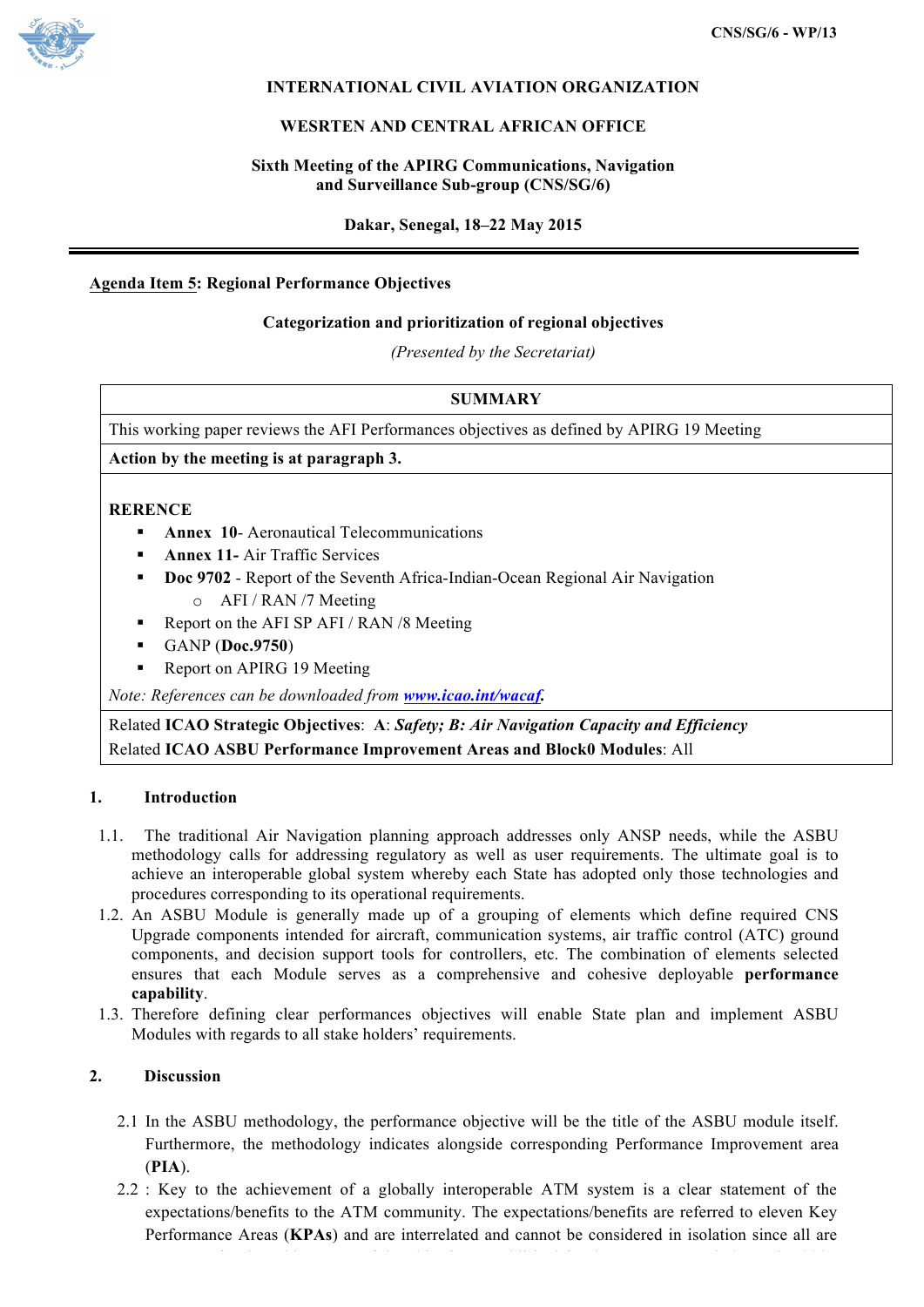CNS/SG/6 - WP/13

**INTERNATIONAL CIVIL AVIATION ORGANIZATION**

**WESRTEN AND CENTRAL AFRICAN OFFICE**

**Sixth Meeting of the APIRG Communications, Navigation and Surveillance Sub-group (CNS/SG/6)**

**Dakar, Senegal, 18–22 May 2015**

---

**Agenda Item 5: Regional Performance Objectives**

**Categorization and prioritization of regional objectives**

*(Presented by the Secretariat)*

| **SUMMARY** |
|---|
| This working paper reviews the AFI Performances objectives as defined by APIRG 19 Meeting |
| **Action by the meeting is at paragraph 3.** |
| **RERENCE**<br>▪ **Annex 10**- Aeronautical Telecommunications<br>▪ **Annex 11-** Air Traffic Services<br>▪ **Doc 9702** - Report of the Seventh Africa-Indian-Ocean Regional Air Navigation<br>  ○ AFI / RAN /7 Meeting<br>▪ Report on the AFI SP AFI / RAN /8 Meeting<br>▪ GANP (**Doc.9750**)<br>▪ Report on APIRG 19 Meeting<br>*Note: References can be downloaded from* ***www.icao.int/wacaf.*** |
| Related **ICAO Strategic Objectives**: **A**: ***Safety; B: Air Navigation Capacity and Efficiency***<br>Related **ICAO ASBU Performance Improvement Areas and Block0 Modules**: All |

## 1. Introduction

1.1. The traditional Air Navigation planning approach addresses only ANSP needs, while the ASBU methodology calls for addressing regulatory as well as user requirements. The ultimate goal is to achieve an interoperable global system whereby each State has adopted only those technologies and procedures corresponding to its operational requirements.

1.2. An ASBU Module is generally made up of a grouping of elements which define required CNS Upgrade components intended for aircraft, communication systems, air traffic control (ATC) ground components, and decision support tools for controllers, etc. The combination of elements selected ensures that each Module serves as a comprehensive and cohesive deployable **performance capability**.

1.3. Therefore defining clear performances objectives will enable State plan and implement ASBU Modules with regards to all stake holders' requirements.

## 2. Discussion

2.1 In the ASBU methodology, the performance objective will be the title of the ASBU module itself. Furthermore, the methodology indicates alongside corresponding Performance Improvement area (**PIA**).

2.2 : Key to the achievement of a globally interoperable ATM system is a clear statement of the expectations/benefits to the ATM community. The expectations/benefits are referred to eleven Key Performance Areas (**KPAs**) and are interrelated and cannot be considered in isolation since all are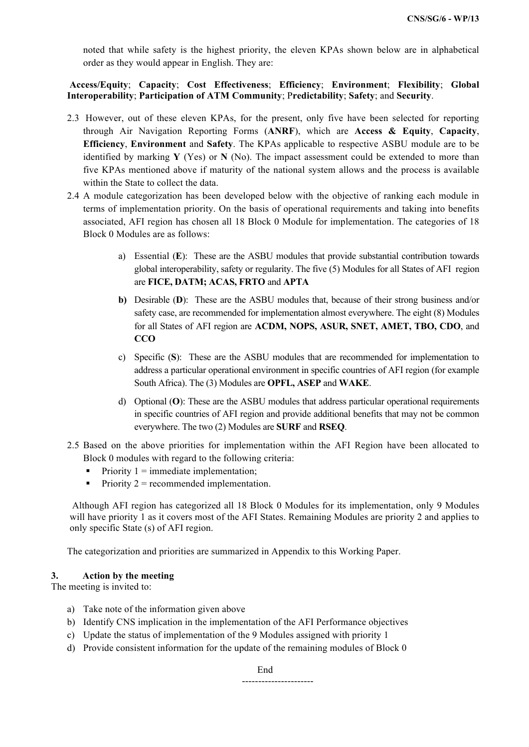noted that while safety is the highest priority, the eleven KPAs shown below are in alphabetical order as they would appear in English. They are:

**Access/Equity**; **Capacity**; **Cost Effectiveness**; **Efficiency**; **Environment**; **Flexibility**; **Global Interoperability**; **Participation of ATM Community**; P**redictability**; **Safety**; and **Security**.

2.3 However, out of these eleven KPAs, for the present, only five have been selected for reporting through Air Navigation Reporting Forms (**ANRF**), which are **Access & Equity**, **Capacity**, **Efficiency**, **Environment** and **Safety**. The KPAs applicable to respective ASBU module are to be identified by marking **Y** (Yes) or **N** (No). The impact assessment could be extended to more than five KPAs mentioned above if maturity of the national system allows and the process is available within the State to collect the data.

2.4 A module categorization has been developed below with the objective of ranking each module in terms of implementation priority. On the basis of operational requirements and taking into benefits associated, AFI region has chosen all 18 Block 0 Module for implementation. The categories of 18 Block 0 Modules are as follows:

a) Essential (**E**): These are the ASBU modules that provide substantial contribution towards global interoperability, safety or regularity. The five (5) Modules for all States of AFI region are **FICE, DATM; ACAS, FRTO** and **APTA**

**b)** Desirable (**D**): These are the ASBU modules that, because of their strong business and/or safety case, are recommended for implementation almost everywhere. The eight (8) Modules for all States of AFI region are **ACDM, NOPS, ASUR, SNET, AMET, TBO, CDO**, and **CCO**

c) Specific (**S**): These are the ASBU modules that are recommended for implementation to address a particular operational environment in specific countries of AFI region (for example South Africa). The (3) Modules are **OPFL, ASEP** and **WAKE**.

d) Optional (**O**): These are the ASBU modules that address particular operational requirements in specific countries of AFI region and provide additional benefits that may not be common everywhere. The two (2) Modules are **SURF** and **RSEQ**.

2.5 Based on the above priorities for implementation within the AFI Region have been allocated to Block 0 modules with regard to the following criteria:

- Priority 1 = immediate implementation;
- Priority 2 = recommended implementation.

Although AFI region has categorized all 18 Block 0 Modules for its implementation, only 9 Modules will have priority 1 as it covers most of the AFI States. Remaining Modules are priority 2 and applies to only specific State (s) of AFI region.

The categorization and priorities are summarized in Appendix to this Working Paper.

## 3. Action by the meeting

The meeting is invited to:

a) Take note of the information given above
b) Identify CNS implication in the implementation of the AFI Performance objectives
c) Update the status of implementation of the 9 Modules assigned with priority 1
d) Provide consistent information for the update of the remaining modules of Block 0

End

----------------------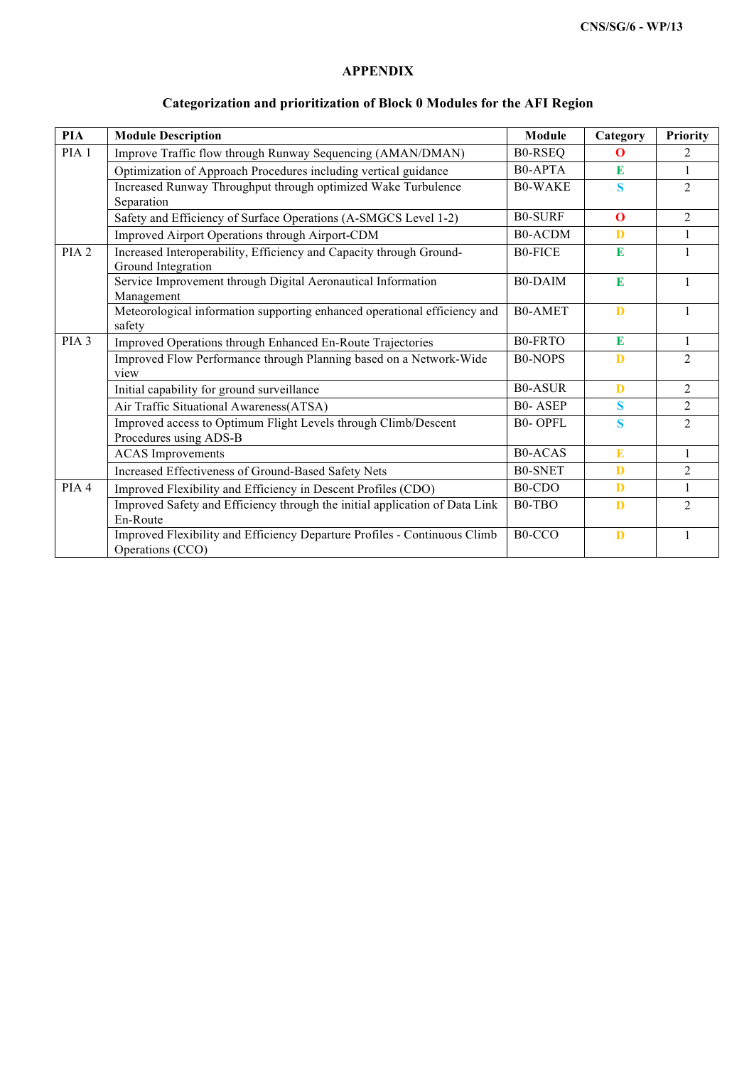## APPENDIX

### Categorization and prioritization of Block 0 Modules for the AFI Region

| PIA | Module Description | Module | Category | Priority |
|---|---|---|---|---|
| PIA 1 | Improve Traffic flow through Runway Sequencing (AMAN/DMAN) | B0-RSEQ | O | 2 |
| | Optimization of Approach Procedures including vertical guidance | B0-APTA | E | 1 |
| | Increased Runway Throughput through optimized Wake Turbulence Separation | B0-WAKE | S | 2 |
| | Safety and Efficiency of Surface Operations (A-SMGCS Level 1-2) | B0-SURF | O | 2 |
| | Improved Airport Operations through Airport-CDM | B0-ACDM | D | 1 |
| PIA 2 | Increased Interoperability, Efficiency and Capacity through Ground-Ground Integration | B0-FICE | E | 1 |
| | Service Improvement through Digital Aeronautical Information Management | B0-DAIM | E | 1 |
| | Meteorological information supporting enhanced operational efficiency and safety | B0-AMET | D | 1 |
| PIA 3 | Improved Operations through Enhanced En-Route Trajectories | B0-FRTO | E | 1 |
| | Improved Flow Performance through Planning based on a Network-Wide view | B0-NOPS | D | 2 |
| | Initial capability for ground surveillance | B0-ASUR | D | 2 |
| | Air Traffic Situational Awareness(ATSA) | B0- ASEP | S | 2 |
| | Improved access to Optimum Flight Levels through Climb/Descent Procedures using ADS-B | B0- OPFL | S | 2 |
| | ACAS Improvements | B0-ACAS | E | 1 |
| | Increased Effectiveness of Ground-Based Safety Nets | B0-SNET | D | 2 |
| PIA 4 | Improved Flexibility and Efficiency in Descent Profiles (CDO) | B0-CDO | D | 1 |
| | Improved Safety and Efficiency through the initial application of Data Link En-Route | B0-TBO | D | 2 |
| | Improved Flexibility and Efficiency Departure Profiles - Continuous Climb Operations (CCO) | B0-CCO | D | 1 |